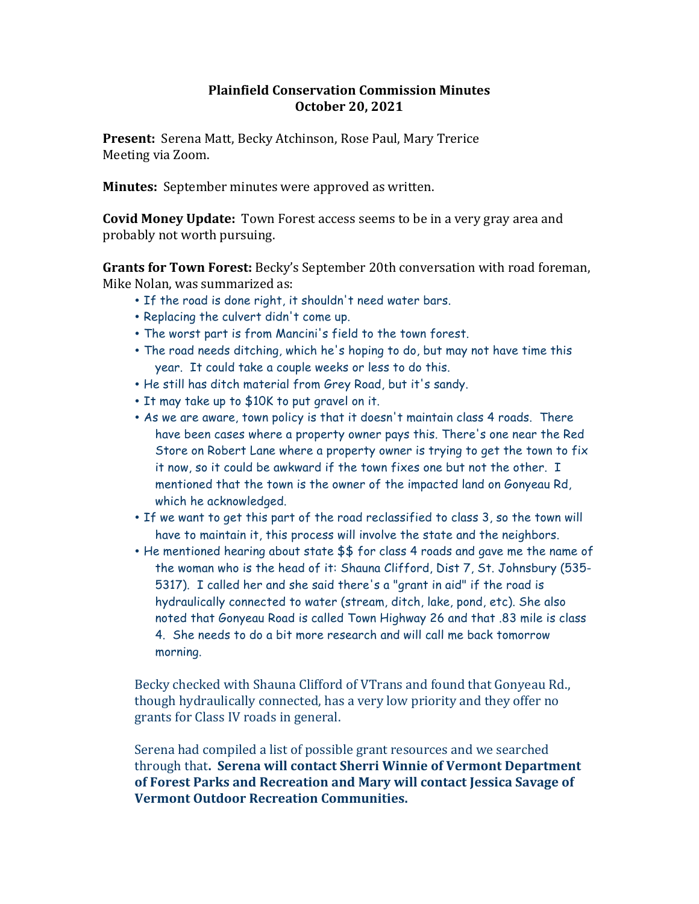**Plainfield Conservation Commission Minutes**
**October 20, 2021**

**Present:** Serena Matt, Becky Atchinson, Rose Paul, Mary Trerice
Meeting via Zoom.

**Minutes:** September minutes were approved as written.

**Covid Money Update:** Town Forest access seems to be in a very gray area and probably not worth pursuing.

**Grants for Town Forest:** Becky's September 20th conversation with road foreman, Mike Nolan, was summarized as:

- If the road is done right, it shouldn't need water bars.
- Replacing the culvert didn't come up.
- The worst part is from Mancini's field to the town forest.
- The road needs ditching, which he's hoping to do, but may not have time this year. It could take a couple weeks or less to do this.
- He still has ditch material from Grey Road, but it's sandy.
- It may take up to $10K to put gravel on it.
- As we are aware, town policy is that it doesn't maintain class 4 roads. There have been cases where a property owner pays this. There's one near the Red Store on Robert Lane where a property owner is trying to get the town to fix it now, so it could be awkward if the town fixes one but not the other. I mentioned that the town is the owner of the impacted land on Gonyeau Rd, which he acknowledged.
- If we want to get this part of the road reclassified to class 3, so the town will have to maintain it, this process will involve the state and the neighbors.
- He mentioned hearing about state $$ for class 4 roads and gave me the name of the woman who is the head of it: Shauna Clifford, Dist 7, St. Johnsbury (535-5317). I called her and she said there's a "grant in aid" if the road is hydraulically connected to water (stream, ditch, lake, pond, etc). She also noted that Gonyeau Road is called Town Highway 26 and that .83 mile is class 4. She needs to do a bit more research and will call me back tomorrow morning.

Becky checked with Shauna Clifford of VTrans and found that Gonyeau Rd., though hydraulically connected, has a very low priority and they offer no grants for Class IV roads in general.

Serena had compiled a list of possible grant resources and we searched through that**. Serena will contact Sherri Winnie of Vermont Department of Forest Parks and Recreation and Mary will contact Jessica Savage of Vermont Outdoor Recreation Communities.**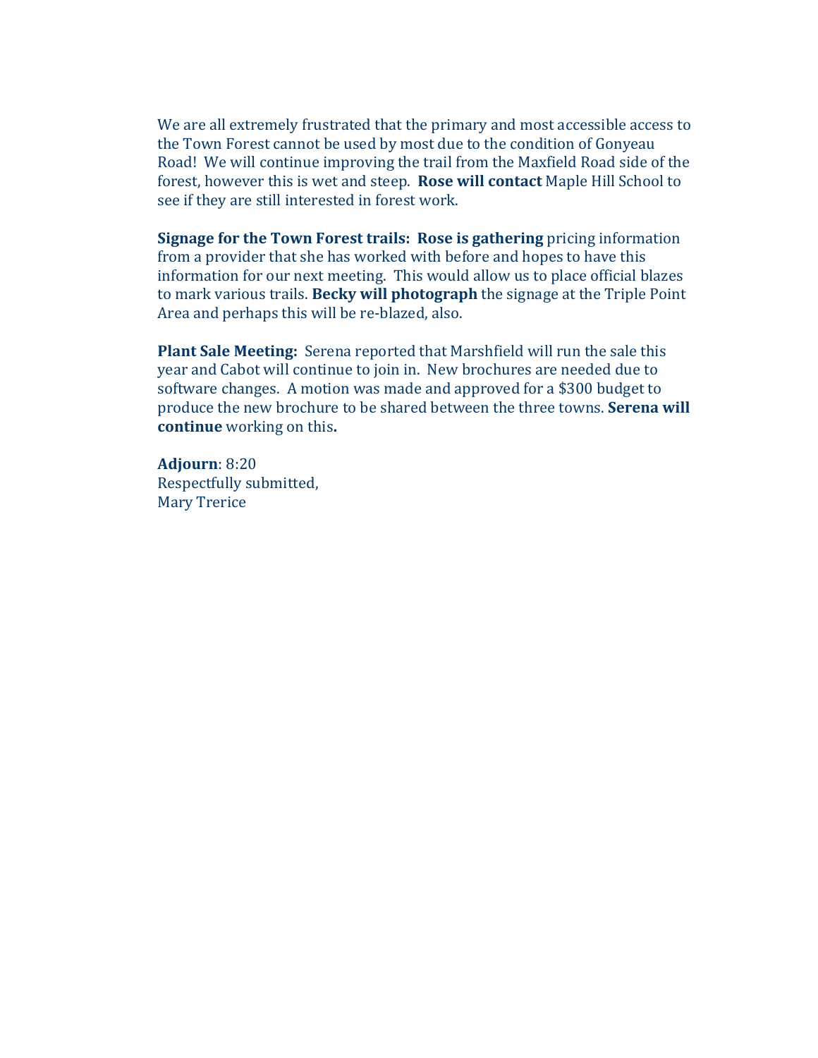We are all extremely frustrated that the primary and most accessible access to the Town Forest cannot be used by most due to the condition of Gonyeau Road! We will continue improving the trail from the Maxfield Road side of the forest, however this is wet and steep. **Rose will contact** Maple Hill School to see if they are still interested in forest work.

**Signage for the Town Forest trails: Rose is gathering** pricing information from a provider that she has worked with before and hopes to have this information for our next meeting. This would allow us to place official blazes to mark various trails. **Becky will photograph** the signage at the Triple Point Area and perhaps this will be re-blazed, also.

**Plant Sale Meeting:** Serena reported that Marshfield will run the sale this year and Cabot will continue to join in. New brochures are needed due to software changes. A motion was made and approved for a $300 budget to produce the new brochure to be shared between the three towns. **Serena will continue** working on this**.**

**Adjourn**: 8:20
Respectfully submitted,
Mary Trerice